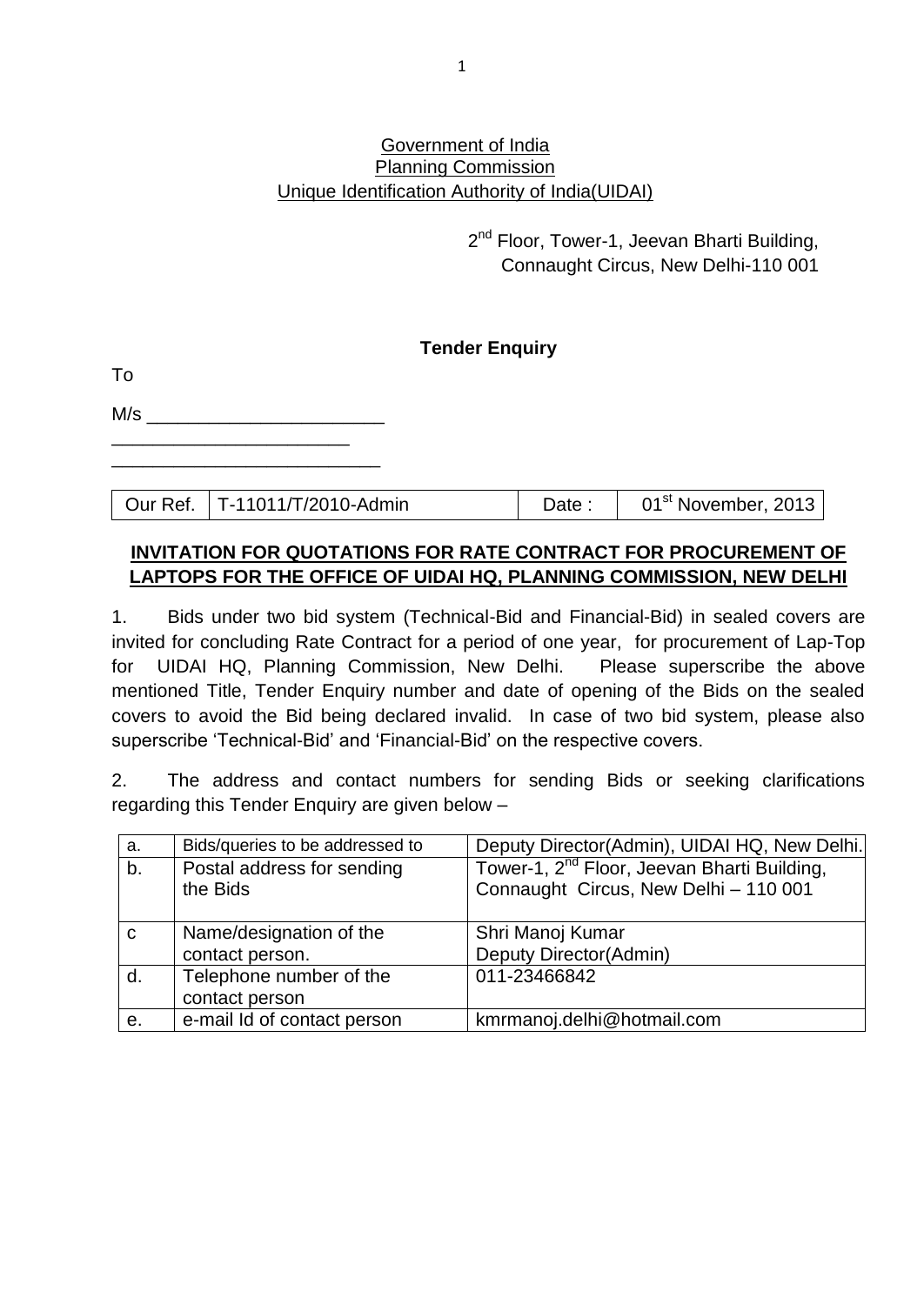Government of India
Planning Commission
Unique Identification Authority of India(UIDAI)

2nd Floor, Tower-1, Jeevan Bharti Building,
Connaught Circus, New Delhi-110 001

**Tender Enquiry**

To

M/s _______________________
_______________________
__________________________

| Our Ref. | T-11011/T/2010-Admin | Date : | 01st November, 2013 |
|---|---|---|---|

**INVITATION FOR QUOTATIONS FOR RATE CONTRACT FOR PROCUREMENT OF LAPTOPS FOR THE OFFICE OF UIDAI HQ, PLANNING COMMISSION, NEW DELHI**

1. Bids under two bid system (Technical-Bid and Financial-Bid) in sealed covers are invited for concluding Rate Contract for a period of one year, for procurement of Lap-Top for UIDAI HQ, Planning Commission, New Delhi. Please superscribe the above mentioned Title, Tender Enquiry number and date of opening of the Bids on the sealed covers to avoid the Bid being declared invalid. In case of two bid system, please also superscribe 'Technical-Bid' and 'Financial-Bid' on the respective covers.

2. The address and contact numbers for sending Bids or seeking clarifications regarding this Tender Enquiry are given below –

| a. | Bids/queries to be addressed to | Deputy Director(Admin), UIDAI HQ, New Delhi. |
|---|---|---|
| b. | Postal address for sending the Bids | Tower-1, 2nd Floor, Jeevan Bharti Building, Connaught Circus, New Delhi – 110 001 |
| c | Name/designation of the contact person. | Shri Manoj Kumar Deputy Director(Admin) |
| d. | Telephone number of the contact person | 011-23466842 |
| e. | e-mail Id of contact person | kmrmanoj.delhi@hotmail.com |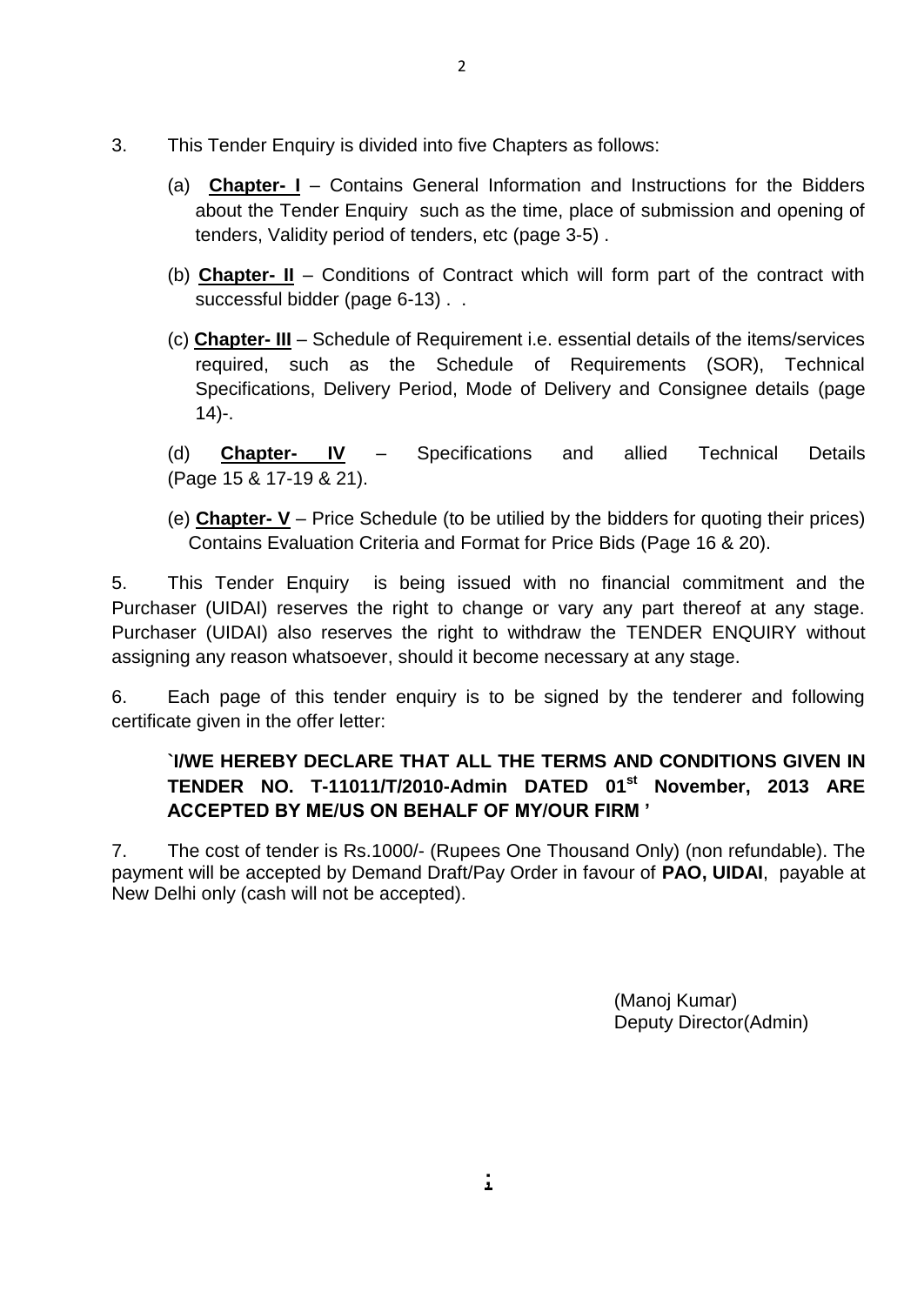3. This Tender Enquiry is divided into five Chapters as follows:

   (a) **Chapter- I** – Contains General Information and Instructions for the Bidders about the Tender Enquiry such as the time, place of submission and opening of tenders, Validity period of tenders, etc (page 3-5) .

   (b) **Chapter- II** – Conditions of Contract which will form part of the contract with successful bidder (page 6-13) . .

   (c) **Chapter- III** – Schedule of Requirement i.e. essential details of the items/services required, such as the Schedule of Requirements (SOR), Technical Specifications, Delivery Period, Mode of Delivery and Consignee details (page 14)-.

   (d) **Chapter- IV** – Specifications and allied Technical Details (Page 15 & 17-19 & 21).

   (e) **Chapter- V** – Price Schedule (to be utilied by the bidders for quoting their prices) Contains Evaluation Criteria and Format for Price Bids (Page 16 & 20).

5. This Tender Enquiry is being issued with no financial commitment and the Purchaser (UIDAI) reserves the right to change or vary any part thereof at any stage. Purchaser (UIDAI) also reserves the right to withdraw the TENDER ENQUIRY without assigning any reason whatsoever, should it become necessary at any stage.

6. Each page of this tender enquiry is to be signed by the tenderer and following certificate given in the offer letter:

   **`I/WE HEREBY DECLARE THAT ALL THE TERMS AND CONDITIONS GIVEN IN TENDER NO. T-11011/T/2010-Admin DATED 01st November, 2013 ARE ACCEPTED BY ME/US ON BEHALF OF MY/OUR FIRM '**

7. The cost of tender is Rs.1000/- (Rupees One Thousand Only) (non refundable). The payment will be accepted by Demand Draft/Pay Order in favour of **PAO, UIDAI**, payable at New Delhi only (cash will not be accepted).

(Manoj Kumar)
Deputy Director(Admin)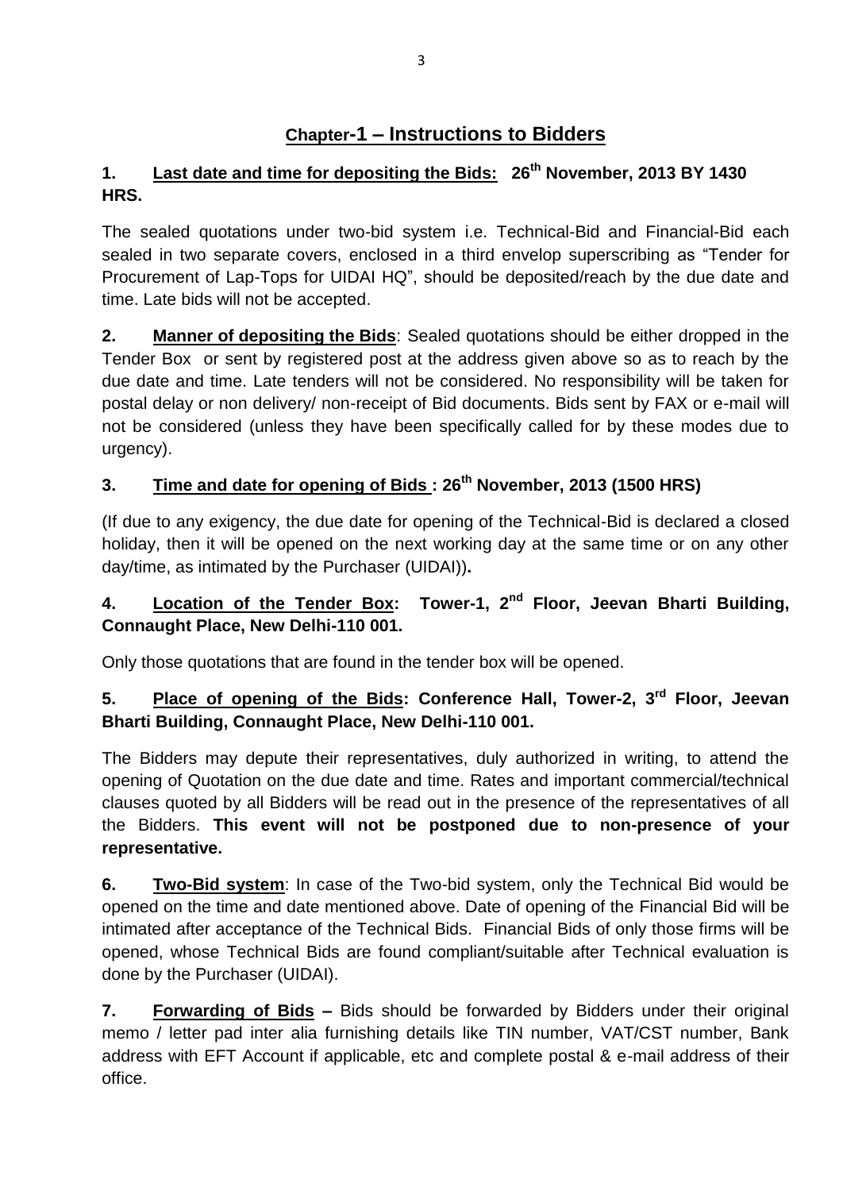# Chapter-1 – Instructions to Bidders

**1. Last date and time for depositing the Bids: 26th November, 2013 BY 1430 HRS.**

The sealed quotations under two-bid system i.e. Technical-Bid and Financial-Bid each sealed in two separate covers, enclosed in a third envelop superscribing as "Tender for Procurement of Lap-Tops for UIDAI HQ", should be deposited/reach by the due date and time. Late bids will not be accepted.

**2. Manner of depositing the Bids**: Sealed quotations should be either dropped in the Tender Box or sent by registered post at the address given above so as to reach by the due date and time. Late tenders will not be considered. No responsibility will be taken for postal delay or non delivery/ non-receipt of Bid documents. Bids sent by FAX or e-mail will not be considered (unless they have been specifically called for by these modes due to urgency).

**3. Time and date for opening of Bids : 26th November, 2013 (1500 HRS)**

(If due to any exigency, the due date for opening of the Technical-Bid is declared a closed holiday, then it will be opened on the next working day at the same time or on any other day/time, as intimated by the Purchaser (UIDAI))**.**

**4. Location of the Tender Box: Tower-1, 2nd Floor, Jeevan Bharti Building, Connaught Place, New Delhi-110 001.**

Only those quotations that are found in the tender box will be opened.

**5. Place of opening of the Bids: Conference Hall, Tower-2, 3rd Floor, Jeevan Bharti Building, Connaught Place, New Delhi-110 001.**

The Bidders may depute their representatives, duly authorized in writing, to attend the opening of Quotation on the due date and time. Rates and important commercial/technical clauses quoted by all Bidders will be read out in the presence of the representatives of all the Bidders. **This event will not be postponed due to non-presence of your representative.**

**6. Two-Bid system**: In case of the Two-bid system, only the Technical Bid would be opened on the time and date mentioned above. Date of opening of the Financial Bid will be intimated after acceptance of the Technical Bids. Financial Bids of only those firms will be opened, whose Technical Bids are found compliant/suitable after Technical evaluation is done by the Purchaser (UIDAI).

**7. Forwarding of Bids –** Bids should be forwarded by Bidders under their original memo / letter pad inter alia furnishing details like TIN number, VAT/CST number, Bank address with EFT Account if applicable, etc and complete postal & e-mail address of their office.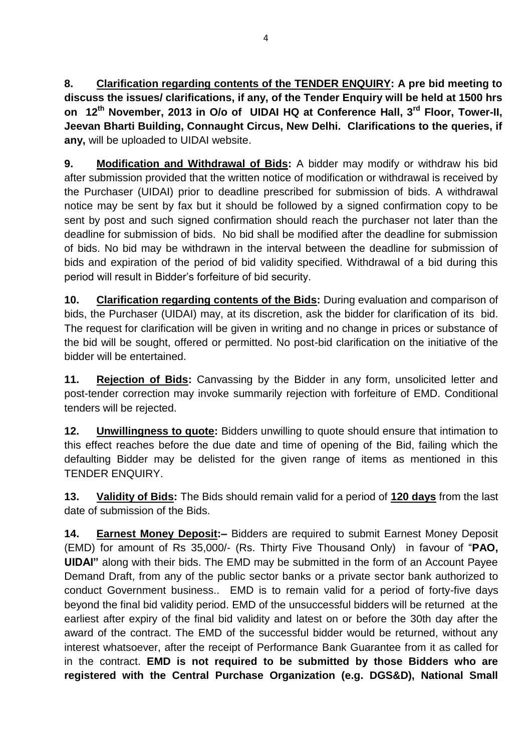**8. <u>Clarification regarding contents of the TENDER ENQUIRY</u>: A pre bid meeting to discuss the issues/ clarifications, if any, of the Tender Enquiry will be held at 1500 hrs on 12th November, 2013 in O/o of UIDAI HQ at Conference Hall, 3rd Floor, Tower-II, Jeevan Bharti Building, Connaught Circus, New Delhi. Clarifications to the queries, if any,** will be uploaded to UIDAI website.

**9. <u>Modification and Withdrawal of Bids</u>:** A bidder may modify or withdraw his bid after submission provided that the written notice of modification or withdrawal is received by the Purchaser (UIDAI) prior to deadline prescribed for submission of bids. A withdrawal notice may be sent by fax but it should be followed by a signed confirmation copy to be sent by post and such signed confirmation should reach the purchaser not later than the deadline for submission of bids. No bid shall be modified after the deadline for submission of bids. No bid may be withdrawn in the interval between the deadline for submission of bids and expiration of the period of bid validity specified. Withdrawal of a bid during this period will result in Bidder's forfeiture of bid security.

**10. <u>Clarification regarding contents of the Bids</u>:** During evaluation and comparison of bids, the Purchaser (UIDAI) may, at its discretion, ask the bidder for clarification of its bid. The request for clarification will be given in writing and no change in prices or substance of the bid will be sought, offered or permitted. No post-bid clarification on the initiative of the bidder will be entertained.

**11. <u>Rejection of Bids</u>:** Canvassing by the Bidder in any form, unsolicited letter and post-tender correction may invoke summarily rejection with forfeiture of EMD. Conditional tenders will be rejected.

**12. <u>Unwillingness to quote</u>:** Bidders unwilling to quote should ensure that intimation to this effect reaches before the due date and time of opening of the Bid, failing which the defaulting Bidder may be delisted for the given range of items as mentioned in this TENDER ENQUIRY.

**13. <u>Validity of Bids</u>:** The Bids should remain valid for a period of **<u>120 days</u>** from the last date of submission of the Bids.

**14. <u>Earnest Money Deposit</u>:–** Bidders are required to submit Earnest Money Deposit (EMD) for amount of Rs 35,000/- (Rs. Thirty Five Thousand Only) in favour of "**PAO, UIDAI"** along with their bids. The EMD may be submitted in the form of an Account Payee Demand Draft, from any of the public sector banks or a private sector bank authorized to conduct Government business.. EMD is to remain valid for a period of forty-five days beyond the final bid validity period. EMD of the unsuccessful bidders will be returned at the earliest after expiry of the final bid validity and latest on or before the 30th day after the award of the contract. The EMD of the successful bidder would be returned, without any interest whatsoever, after the receipt of Performance Bank Guarantee from it as called for in the contract. **EMD is not required to be submitted by those Bidders who are registered with the Central Purchase Organization (e.g. DGS&D), National Small**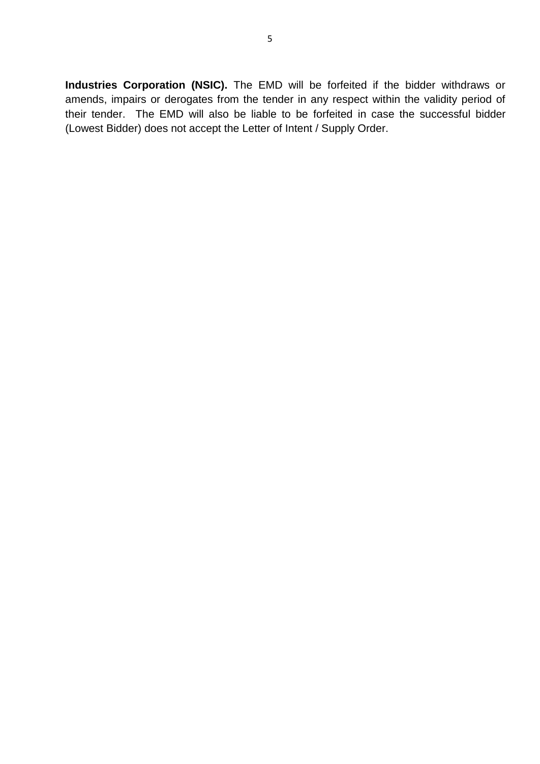**Industries Corporation (NSIC).** The EMD will be forfeited if the bidder withdraws or amends, impairs or derogates from the tender in any respect within the validity period of their tender. The EMD will also be liable to be forfeited in case the successful bidder (Lowest Bidder) does not accept the Letter of Intent / Supply Order.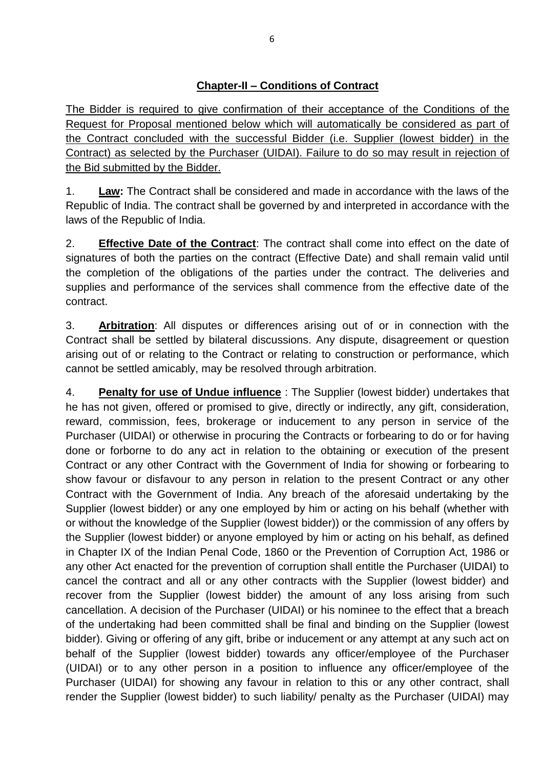## Chapter-II – Conditions of Contract

The Bidder is required to give confirmation of their acceptance of the Conditions of the Request for Proposal mentioned below which will automatically be considered as part of the Contract concluded with the successful Bidder (i.e. Supplier (lowest bidder) in the Contract) as selected by the Purchaser (UIDAI). Failure to do so may result in rejection of the Bid submitted by the Bidder.

1. **Law:** The Contract shall be considered and made in accordance with the laws of the Republic of India. The contract shall be governed by and interpreted in accordance with the laws of the Republic of India.

2. **Effective Date of the Contract**: The contract shall come into effect on the date of signatures of both the parties on the contract (Effective Date) and shall remain valid until the completion of the obligations of the parties under the contract. The deliveries and supplies and performance of the services shall commence from the effective date of the contract.

3. **Arbitration**: All disputes or differences arising out of or in connection with the Contract shall be settled by bilateral discussions. Any dispute, disagreement or question arising out of or relating to the Contract or relating to construction or performance, which cannot be settled amicably, may be resolved through arbitration.

4. **Penalty for use of Undue influence** : The Supplier (lowest bidder) undertakes that he has not given, offered or promised to give, directly or indirectly, any gift, consideration, reward, commission, fees, brokerage or inducement to any person in service of the Purchaser (UIDAI) or otherwise in procuring the Contracts or forbearing to do or for having done or forborne to do any act in relation to the obtaining or execution of the present Contract or any other Contract with the Government of India for showing or forbearing to show favour or disfavour to any person in relation to the present Contract or any other Contract with the Government of India. Any breach of the aforesaid undertaking by the Supplier (lowest bidder) or any one employed by him or acting on his behalf (whether with or without the knowledge of the Supplier (lowest bidder)) or the commission of any offers by the Supplier (lowest bidder) or anyone employed by him or acting on his behalf, as defined in Chapter IX of the Indian Penal Code, 1860 or the Prevention of Corruption Act, 1986 or any other Act enacted for the prevention of corruption shall entitle the Purchaser (UIDAI) to cancel the contract and all or any other contracts with the Supplier (lowest bidder) and recover from the Supplier (lowest bidder) the amount of any loss arising from such cancellation. A decision of the Purchaser (UIDAI) or his nominee to the effect that a breach of the undertaking had been committed shall be final and binding on the Supplier (lowest bidder). Giving or offering of any gift, bribe or inducement or any attempt at any such act on behalf of the Supplier (lowest bidder) towards any officer/employee of the Purchaser (UIDAI) or to any other person in a position to influence any officer/employee of the Purchaser (UIDAI) for showing any favour in relation to this or any other contract, shall render the Supplier (lowest bidder) to such liability/ penalty as the Purchaser (UIDAI) may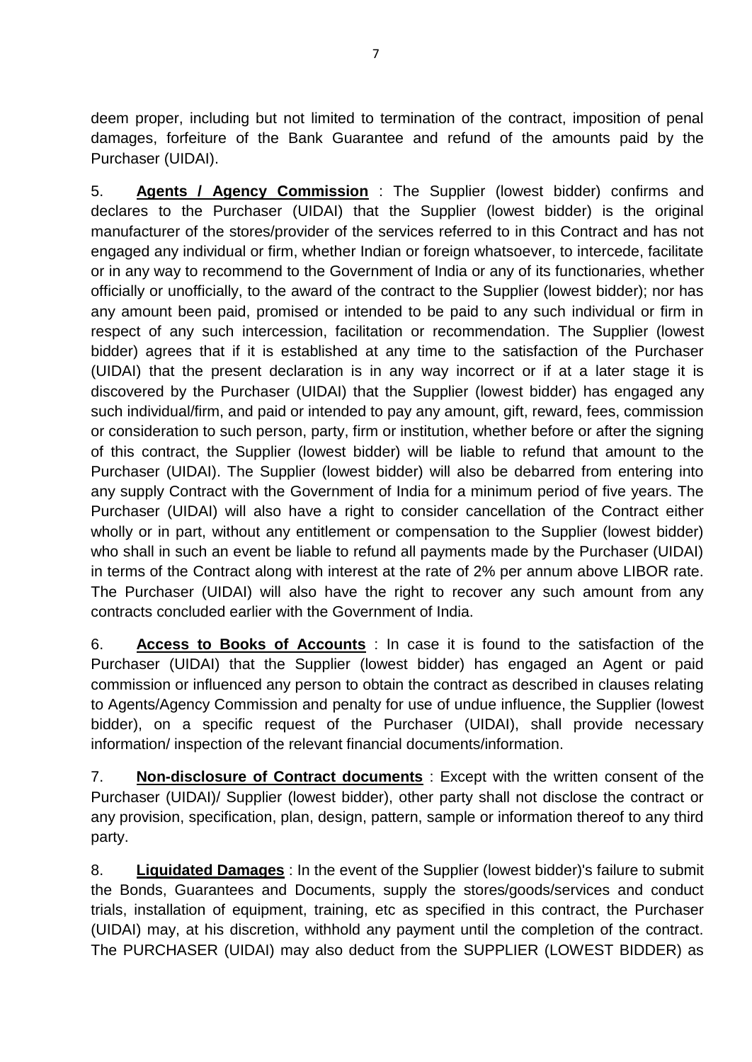deem proper, including but not limited to termination of the contract, imposition of penal damages, forfeiture of the Bank Guarantee and refund of the amounts paid by the Purchaser (UIDAI).

5. **Agents / Agency Commission** : The Supplier (lowest bidder) confirms and declares to the Purchaser (UIDAI) that the Supplier (lowest bidder) is the original manufacturer of the stores/provider of the services referred to in this Contract and has not engaged any individual or firm, whether Indian or foreign whatsoever, to intercede, facilitate or in any way to recommend to the Government of India or any of its functionaries, whether officially or unofficially, to the award of the contract to the Supplier (lowest bidder); nor has any amount been paid, promised or intended to be paid to any such individual or firm in respect of any such intercession, facilitation or recommendation. The Supplier (lowest bidder) agrees that if it is established at any time to the satisfaction of the Purchaser (UIDAI) that the present declaration is in any way incorrect or if at a later stage it is discovered by the Purchaser (UIDAI) that the Supplier (lowest bidder) has engaged any such individual/firm, and paid or intended to pay any amount, gift, reward, fees, commission or consideration to such person, party, firm or institution, whether before or after the signing of this contract, the Supplier (lowest bidder) will be liable to refund that amount to the Purchaser (UIDAI). The Supplier (lowest bidder) will also be debarred from entering into any supply Contract with the Government of India for a minimum period of five years. The Purchaser (UIDAI) will also have a right to consider cancellation of the Contract either wholly or in part, without any entitlement or compensation to the Supplier (lowest bidder) who shall in such an event be liable to refund all payments made by the Purchaser (UIDAI) in terms of the Contract along with interest at the rate of 2% per annum above LIBOR rate. The Purchaser (UIDAI) will also have the right to recover any such amount from any contracts concluded earlier with the Government of India.

6. **Access to Books of Accounts** : In case it is found to the satisfaction of the Purchaser (UIDAI) that the Supplier (lowest bidder) has engaged an Agent or paid commission or influenced any person to obtain the contract as described in clauses relating to Agents/Agency Commission and penalty for use of undue influence, the Supplier (lowest bidder), on a specific request of the Purchaser (UIDAI), shall provide necessary information/ inspection of the relevant financial documents/information.

7. **Non-disclosure of Contract documents** : Except with the written consent of the Purchaser (UIDAI)/ Supplier (lowest bidder), other party shall not disclose the contract or any provision, specification, plan, design, pattern, sample or information thereof to any third party.

8. **Liquidated Damages** : In the event of the Supplier (lowest bidder)'s failure to submit the Bonds, Guarantees and Documents, supply the stores/goods/services and conduct trials, installation of equipment, training, etc as specified in this contract, the Purchaser (UIDAI) may, at his discretion, withhold any payment until the completion of the contract. The PURCHASER (UIDAI) may also deduct from the SUPPLIER (LOWEST BIDDER) as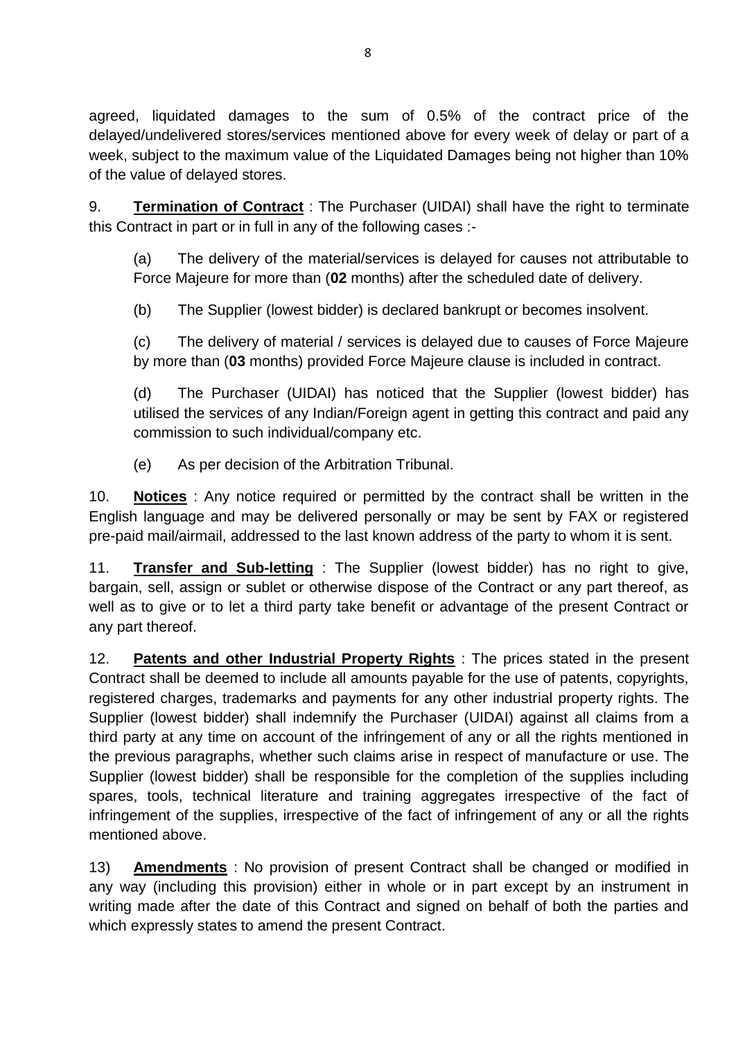agreed, liquidated damages to the sum of 0.5% of the contract price of the delayed/undelivered stores/services mentioned above for every week of delay or part of a week, subject to the maximum value of the Liquidated Damages being not higher than 10% of the value of delayed stores.

9. **Termination of Contract** : The Purchaser (UIDAI) shall have the right to terminate this Contract in part or in full in any of the following cases :-

(a) The delivery of the material/services is delayed for causes not attributable to Force Majeure for more than (**02** months) after the scheduled date of delivery.

(b) The Supplier (lowest bidder) is declared bankrupt or becomes insolvent.

(c) The delivery of material / services is delayed due to causes of Force Majeure by more than (**03** months) provided Force Majeure clause is included in contract.

(d) The Purchaser (UIDAI) has noticed that the Supplier (lowest bidder) has utilised the services of any Indian/Foreign agent in getting this contract and paid any commission to such individual/company etc.

(e) As per decision of the Arbitration Tribunal.

10. **Notices** : Any notice required or permitted by the contract shall be written in the English language and may be delivered personally or may be sent by FAX or registered pre-paid mail/airmail, addressed to the last known address of the party to whom it is sent.

11. **Transfer and Sub-letting** : The Supplier (lowest bidder) has no right to give, bargain, sell, assign or sublet or otherwise dispose of the Contract or any part thereof, as well as to give or to let a third party take benefit or advantage of the present Contract or any part thereof.

12. **Patents and other Industrial Property Rights** : The prices stated in the present Contract shall be deemed to include all amounts payable for the use of patents, copyrights, registered charges, trademarks and payments for any other industrial property rights. The Supplier (lowest bidder) shall indemnify the Purchaser (UIDAI) against all claims from a third party at any time on account of the infringement of any or all the rights mentioned in the previous paragraphs, whether such claims arise in respect of manufacture or use. The Supplier (lowest bidder) shall be responsible for the completion of the supplies including spares, tools, technical literature and training aggregates irrespective of the fact of infringement of the supplies, irrespective of the fact of infringement of any or all the rights mentioned above.

13) **Amendments** : No provision of present Contract shall be changed or modified in any way (including this provision) either in whole or in part except by an instrument in writing made after the date of this Contract and signed on behalf of both the parties and which expressly states to amend the present Contract.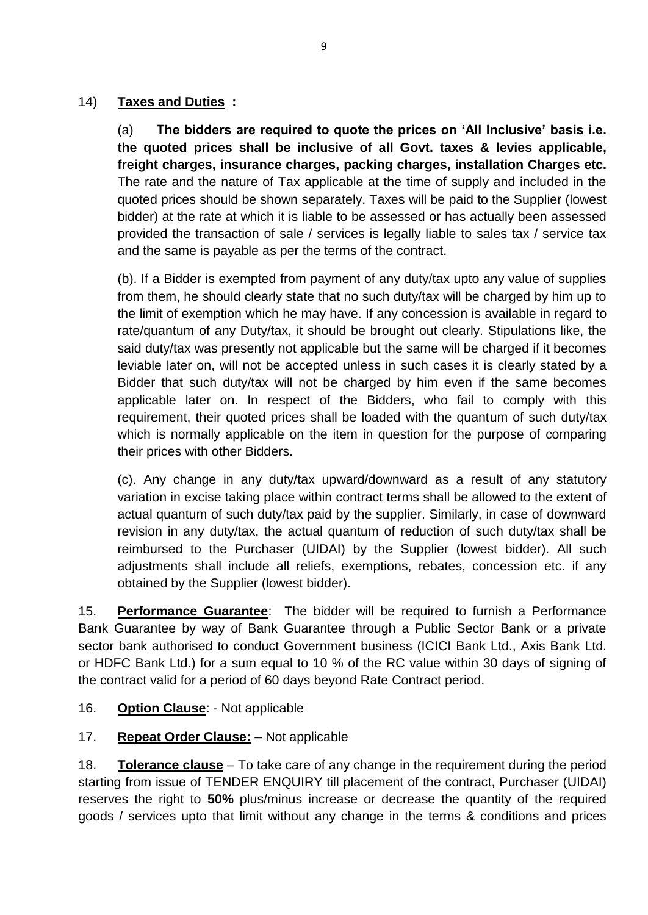14) **Taxes and Duties :**

(a) **The bidders are required to quote the prices on 'All Inclusive' basis i.e. the quoted prices shall be inclusive of all Govt. taxes & levies applicable, freight charges, insurance charges, packing charges, installation Charges etc.** The rate and the nature of Tax applicable at the time of supply and included in the quoted prices should be shown separately. Taxes will be paid to the Supplier (lowest bidder) at the rate at which it is liable to be assessed or has actually been assessed provided the transaction of sale / services is legally liable to sales tax / service tax and the same is payable as per the terms of the contract.

(b). If a Bidder is exempted from payment of any duty/tax upto any value of supplies from them, he should clearly state that no such duty/tax will be charged by him up to the limit of exemption which he may have. If any concession is available in regard to rate/quantum of any Duty/tax, it should be brought out clearly. Stipulations like, the said duty/tax was presently not applicable but the same will be charged if it becomes leviable later on, will not be accepted unless in such cases it is clearly stated by a Bidder that such duty/tax will not be charged by him even if the same becomes applicable later on. In respect of the Bidders, who fail to comply with this requirement, their quoted prices shall be loaded with the quantum of such duty/tax which is normally applicable on the item in question for the purpose of comparing their prices with other Bidders.

(c). Any change in any duty/tax upward/downward as a result of any statutory variation in excise taking place within contract terms shall be allowed to the extent of actual quantum of such duty/tax paid by the supplier. Similarly, in case of downward revision in any duty/tax, the actual quantum of reduction of such duty/tax shall be reimbursed to the Purchaser (UIDAI) by the Supplier (lowest bidder). All such adjustments shall include all reliefs, exemptions, rebates, concession etc. if any obtained by the Supplier (lowest bidder).

15. **Performance Guarantee**: The bidder will be required to furnish a Performance Bank Guarantee by way of Bank Guarantee through a Public Sector Bank or a private sector bank authorised to conduct Government business (ICICI Bank Ltd., Axis Bank Ltd. or HDFC Bank Ltd.) for a sum equal to 10 % of the RC value within 30 days of signing of the contract valid for a period of 60 days beyond Rate Contract period.

16. **Option Clause**: - Not applicable

17. **Repeat Order Clause:** – Not applicable

18. **Tolerance clause** – To take care of any change in the requirement during the period starting from issue of TENDER ENQUIRY till placement of the contract, Purchaser (UIDAI) reserves the right to **50%** plus/minus increase or decrease the quantity of the required goods / services upto that limit without any change in the terms & conditions and prices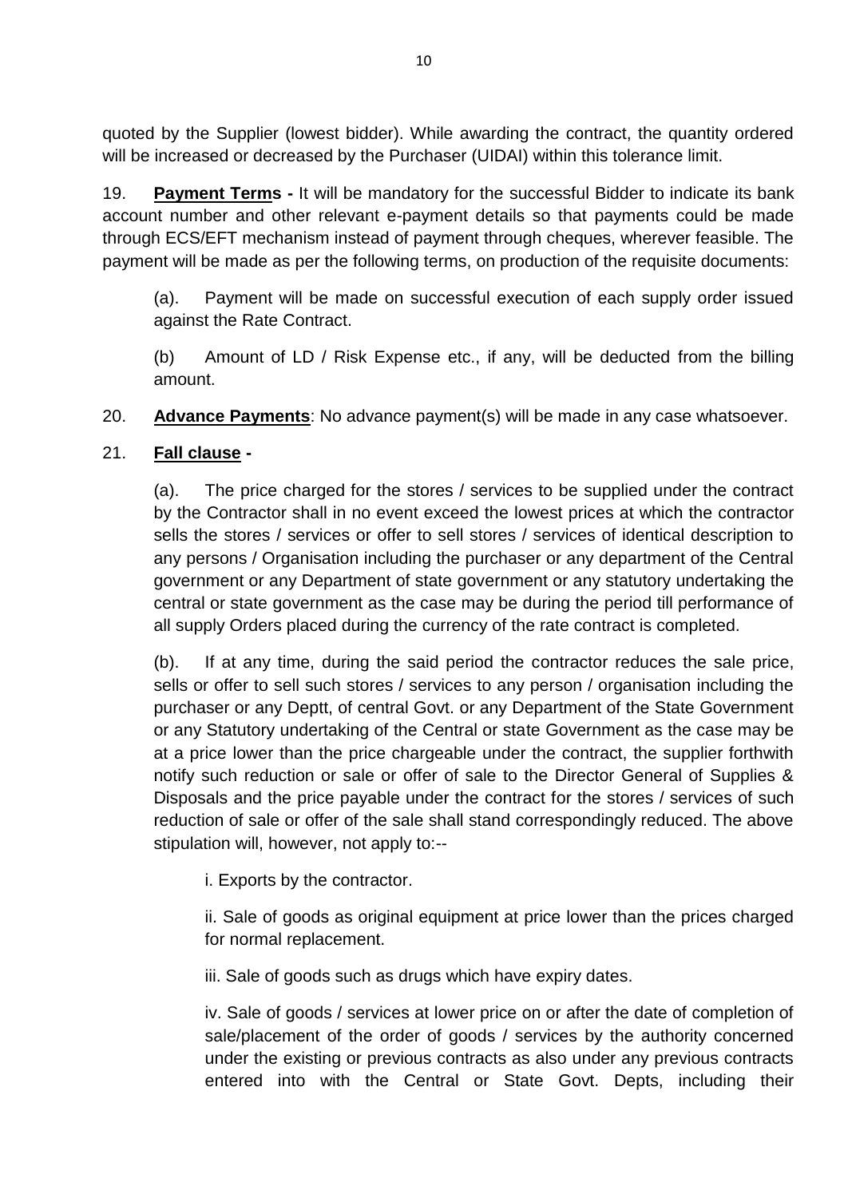quoted by the Supplier (lowest bidder). While awarding the contract, the quantity ordered will be increased or decreased by the Purchaser (UIDAI) within this tolerance limit.

19. **Payment Terms -** It will be mandatory for the successful Bidder to indicate its bank account number and other relevant e-payment details so that payments could be made through ECS/EFT mechanism instead of payment through cheques, wherever feasible. The payment will be made as per the following terms, on production of the requisite documents:

(a). Payment will be made on successful execution of each supply order issued against the Rate Contract.

(b) Amount of LD / Risk Expense etc., if any, will be deducted from the billing amount.

20. **Advance Payments**: No advance payment(s) will be made in any case whatsoever.

21. **Fall clause -**

(a). The price charged for the stores / services to be supplied under the contract by the Contractor shall in no event exceed the lowest prices at which the contractor sells the stores / services or offer to sell stores / services of identical description to any persons / Organisation including the purchaser or any department of the Central government or any Department of state government or any statutory undertaking the central or state government as the case may be during the period till performance of all supply Orders placed during the currency of the rate contract is completed.

(b). If at any time, during the said period the contractor reduces the sale price, sells or offer to sell such stores / services to any person / organisation including the purchaser or any Deptt, of central Govt. or any Department of the State Government or any Statutory undertaking of the Central or state Government as the case may be at a price lower than the price chargeable under the contract, the supplier forthwith notify such reduction or sale or offer of sale to the Director General of Supplies & Disposals and the price payable under the contract for the stores / services of such reduction of sale or offer of the sale shall stand correspondingly reduced. The above stipulation will, however, not apply to:--

i. Exports by the contractor.

ii. Sale of goods as original equipment at price lower than the prices charged for normal replacement.

iii. Sale of goods such as drugs which have expiry dates.

iv. Sale of goods / services at lower price on or after the date of completion of sale/placement of the order of goods / services by the authority concerned under the existing or previous contracts as also under any previous contracts entered into with the Central or State Govt. Depts, including their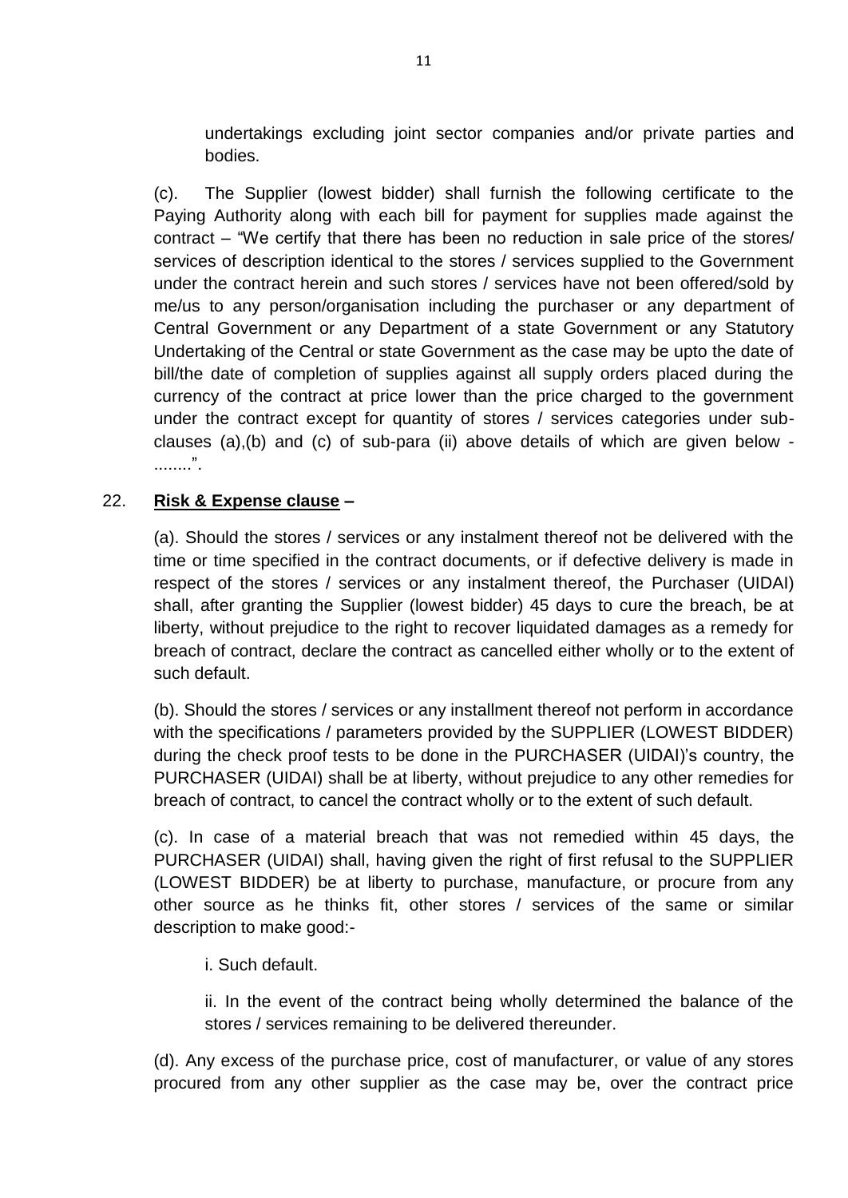undertakings excluding joint sector companies and/or private parties and bodies.

(c). The Supplier (lowest bidder) shall furnish the following certificate to the Paying Authority along with each bill for payment for supplies made against the contract – "We certify that there has been no reduction in sale price of the stores/ services of description identical to the stores / services supplied to the Government under the contract herein and such stores / services have not been offered/sold by me/us to any person/organisation including the purchaser or any department of Central Government or any Department of a state Government or any Statutory Undertaking of the Central or state Government as the case may be upto the date of bill/the date of completion of supplies against all supply orders placed during the currency of the contract at price lower than the price charged to the government under the contract except for quantity of stores / services categories under sub-clauses (a),(b) and (c) of sub-para (ii) above details of which are given below - ........".

22. **Risk & Expense clause –**

(a). Should the stores / services or any instalment thereof not be delivered with the time or time specified in the contract documents, or if defective delivery is made in respect of the stores / services or any instalment thereof, the Purchaser (UIDAI) shall, after granting the Supplier (lowest bidder) 45 days to cure the breach, be at liberty, without prejudice to the right to recover liquidated damages as a remedy for breach of contract, declare the contract as cancelled either wholly or to the extent of such default.

(b). Should the stores / services or any installment thereof not perform in accordance with the specifications / parameters provided by the SUPPLIER (LOWEST BIDDER) during the check proof tests to be done in the PURCHASER (UIDAI)'s country, the PURCHASER (UIDAI) shall be at liberty, without prejudice to any other remedies for breach of contract, to cancel the contract wholly or to the extent of such default.

(c). In case of a material breach that was not remedied within 45 days, the PURCHASER (UIDAI) shall, having given the right of first refusal to the SUPPLIER (LOWEST BIDDER) be at liberty to purchase, manufacture, or procure from any other source as he thinks fit, other stores / services of the same or similar description to make good:-

i. Such default.

ii. In the event of the contract being wholly determined the balance of the stores / services remaining to be delivered thereunder.

(d). Any excess of the purchase price, cost of manufacturer, or value of any stores procured from any other supplier as the case may be, over the contract price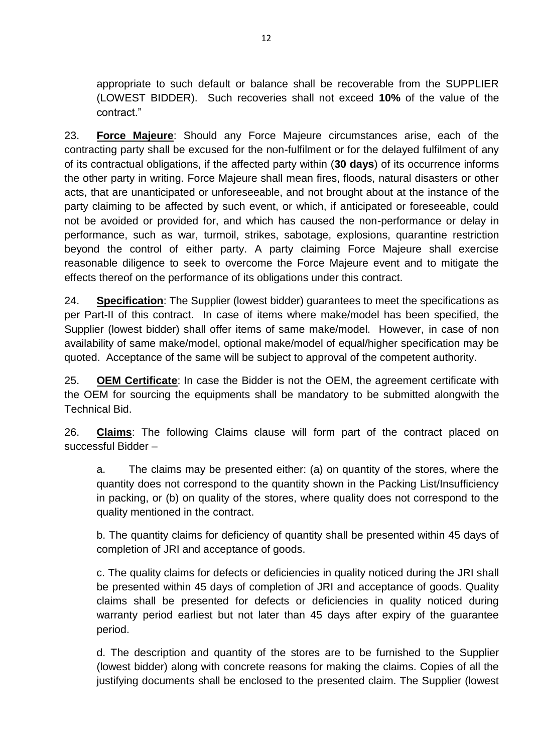appropriate to such default or balance shall be recoverable from the SUPPLIER (LOWEST BIDDER). Such recoveries shall not exceed **10%** of the value of the contract."

23. **Force Majeure**: Should any Force Majeure circumstances arise, each of the contracting party shall be excused for the non-fulfilment or for the delayed fulfilment of any of its contractual obligations, if the affected party within (**30 days**) of its occurrence informs the other party in writing. Force Majeure shall mean fires, floods, natural disasters or other acts, that are unanticipated or unforeseeable, and not brought about at the instance of the party claiming to be affected by such event, or which, if anticipated or foreseeable, could not be avoided or provided for, and which has caused the non-performance or delay in performance, such as war, turmoil, strikes, sabotage, explosions, quarantine restriction beyond the control of either party. A party claiming Force Majeure shall exercise reasonable diligence to seek to overcome the Force Majeure event and to mitigate the effects thereof on the performance of its obligations under this contract.

24. **Specification**: The Supplier (lowest bidder) guarantees to meet the specifications as per Part-II of this contract. In case of items where make/model has been specified, the Supplier (lowest bidder) shall offer items of same make/model. However, in case of non availability of same make/model, optional make/model of equal/higher specification may be quoted. Acceptance of the same will be subject to approval of the competent authority.

25. **OEM Certificate**: In case the Bidder is not the OEM, the agreement certificate with the OEM for sourcing the equipments shall be mandatory to be submitted alongwith the Technical Bid.

26. **Claims**: The following Claims clause will form part of the contract placed on successful Bidder –

a. The claims may be presented either: (a) on quantity of the stores, where the quantity does not correspond to the quantity shown in the Packing List/Insufficiency in packing, or (b) on quality of the stores, where quality does not correspond to the quality mentioned in the contract.

b. The quantity claims for deficiency of quantity shall be presented within 45 days of completion of JRI and acceptance of goods.

c. The quality claims for defects or deficiencies in quality noticed during the JRI shall be presented within 45 days of completion of JRI and acceptance of goods. Quality claims shall be presented for defects or deficiencies in quality noticed during warranty period earliest but not later than 45 days after expiry of the guarantee period.

d. The description and quantity of the stores are to be furnished to the Supplier (lowest bidder) along with concrete reasons for making the claims. Copies of all the justifying documents shall be enclosed to the presented claim. The Supplier (lowest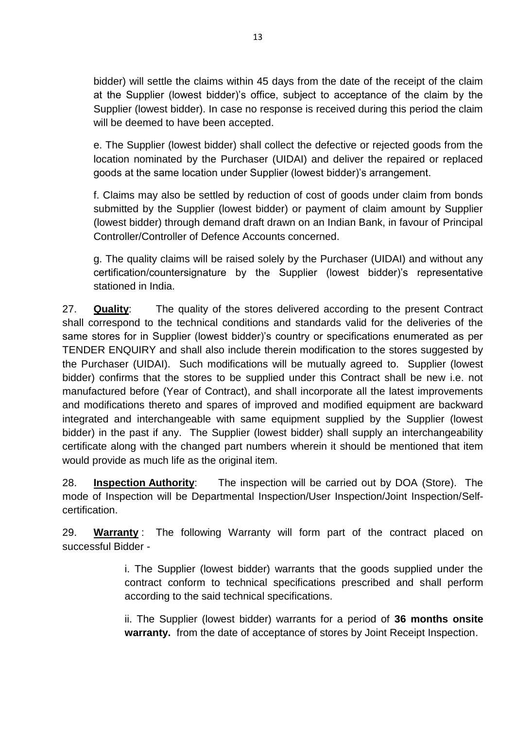bidder) will settle the claims within 45 days from the date of the receipt of the claim at the Supplier (lowest bidder)'s office, subject to acceptance of the claim by the Supplier (lowest bidder). In case no response is received during this period the claim will be deemed to have been accepted.

e. The Supplier (lowest bidder) shall collect the defective or rejected goods from the location nominated by the Purchaser (UIDAI) and deliver the repaired or replaced goods at the same location under Supplier (lowest bidder)'s arrangement.

f. Claims may also be settled by reduction of cost of goods under claim from bonds submitted by the Supplier (lowest bidder) or payment of claim amount by Supplier (lowest bidder) through demand draft drawn on an Indian Bank, in favour of Principal Controller/Controller of Defence Accounts concerned.

g. The quality claims will be raised solely by the Purchaser (UIDAI) and without any certification/countersignature by the Supplier (lowest bidder)'s representative stationed in India.

27. **Quality**: The quality of the stores delivered according to the present Contract shall correspond to the technical conditions and standards valid for the deliveries of the same stores for in Supplier (lowest bidder)'s country or specifications enumerated as per TENDER ENQUIRY and shall also include therein modification to the stores suggested by the Purchaser (UIDAI). Such modifications will be mutually agreed to. Supplier (lowest bidder) confirms that the stores to be supplied under this Contract shall be new i.e. not manufactured before (Year of Contract), and shall incorporate all the latest improvements and modifications thereto and spares of improved and modified equipment are backward integrated and interchangeable with same equipment supplied by the Supplier (lowest bidder) in the past if any. The Supplier (lowest bidder) shall supply an interchangeability certificate along with the changed part numbers wherein it should be mentioned that item would provide as much life as the original item.

28. **Inspection Authority**: The inspection will be carried out by DOA (Store). The mode of Inspection will be Departmental Inspection/User Inspection/Joint Inspection/Self-certification.

29. **Warranty** : The following Warranty will form part of the contract placed on successful Bidder -

i. The Supplier (lowest bidder) warrants that the goods supplied under the contract conform to technical specifications prescribed and shall perform according to the said technical specifications.

ii. The Supplier (lowest bidder) warrants for a period of **36 months onsite warranty.** from the date of acceptance of stores by Joint Receipt Inspection.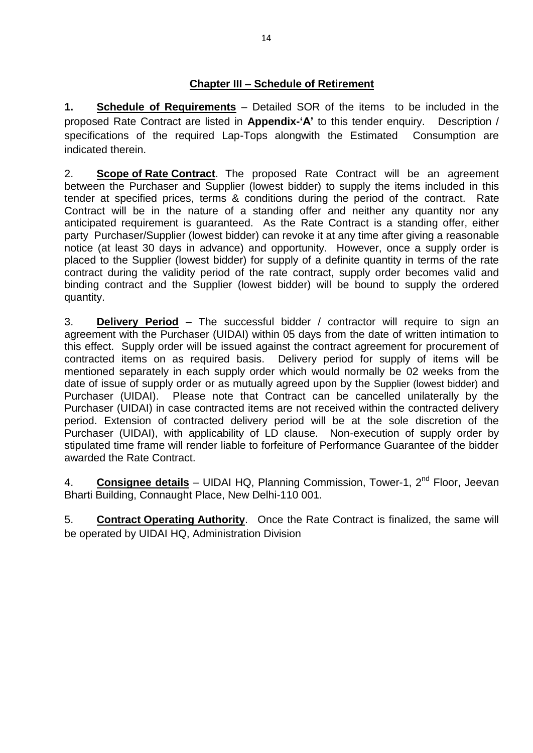## Chapter III – Schedule of Retirement

**1.** **Schedule of Requirements** – Detailed SOR of the items to be included in the proposed Rate Contract are listed in **Appendix-'A'** to this tender enquiry. Description / specifications of the required Lap-Tops alongwith the Estimated Consumption are indicated therein.

2. **Scope of Rate Contract**. The proposed Rate Contract will be an agreement between the Purchaser and Supplier (lowest bidder) to supply the items included in this tender at specified prices, terms & conditions during the period of the contract. Rate Contract will be in the nature of a standing offer and neither any quantity nor any anticipated requirement is guaranteed. As the Rate Contract is a standing offer, either party Purchaser/Supplier (lowest bidder) can revoke it at any time after giving a reasonable notice (at least 30 days in advance) and opportunity. However, once a supply order is placed to the Supplier (lowest bidder) for supply of a definite quantity in terms of the rate contract during the validity period of the rate contract, supply order becomes valid and binding contract and the Supplier (lowest bidder) will be bound to supply the ordered quantity.

3. **Delivery Period** – The successful bidder / contractor will require to sign an agreement with the Purchaser (UIDAI) within 05 days from the date of written intimation to this effect. Supply order will be issued against the contract agreement for procurement of contracted items on as required basis. Delivery period for supply of items will be mentioned separately in each supply order which would normally be 02 weeks from the date of issue of supply order or as mutually agreed upon by the Supplier (lowest bidder) and Purchaser (UIDAI). Please note that Contract can be cancelled unilaterally by the Purchaser (UIDAI) in case contracted items are not received within the contracted delivery period. Extension of contracted delivery period will be at the sole discretion of the Purchaser (UIDAI), with applicability of LD clause. Non-execution of supply order by stipulated time frame will render liable to forfeiture of Performance Guarantee of the bidder awarded the Rate Contract.

4. **Consignee details** – UIDAI HQ, Planning Commission, Tower-1, 2nd Floor, Jeevan Bharti Building, Connaught Place, New Delhi-110 001.

5. **Contract Operating Authority**. Once the Rate Contract is finalized, the same will be operated by UIDAI HQ, Administration Division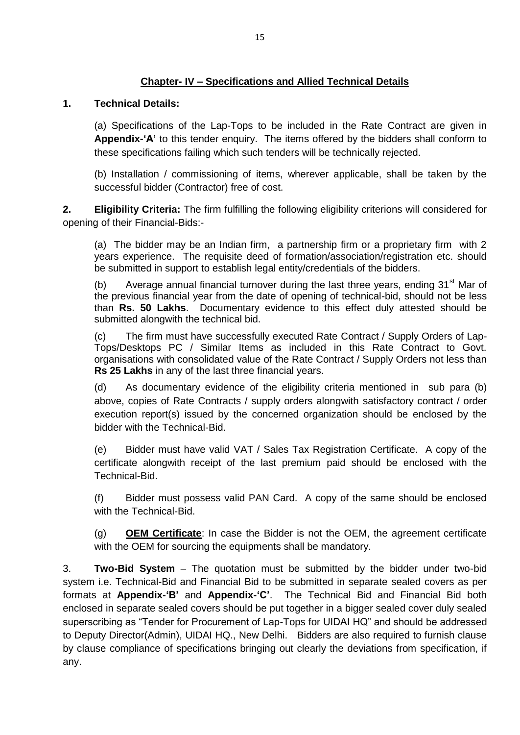## Chapter- IV – Specifications and Allied Technical Details

**1. Technical Details:**

(a) Specifications of the Lap-Tops to be included in the Rate Contract are given in **Appendix-'A'** to this tender enquiry. The items offered by the bidders shall conform to these specifications failing which such tenders will be technically rejected.

(b) Installation / commissioning of items, wherever applicable, shall be taken by the successful bidder (Contractor) free of cost.

**2. Eligibility Criteria:** The firm fulfilling the following eligibility criterions will considered for opening of their Financial-Bids:-

(a) The bidder may be an Indian firm, a partnership firm or a proprietary firm with 2 years experience. The requisite deed of formation/association/registration etc. should be submitted in support to establish legal entity/credentials of the bidders.

(b) Average annual financial turnover during the last three years, ending 31st Mar of the previous financial year from the date of opening of technical-bid, should not be less than **Rs. 50 Lakhs**. Documentary evidence to this effect duly attested should be submitted alongwith the technical bid.

(c) The firm must have successfully executed Rate Contract / Supply Orders of Lap-Tops/Desktops PC / Similar Items as included in this Rate Contract to Govt. organisations with consolidated value of the Rate Contract / Supply Orders not less than **Rs 25 Lakhs** in any of the last three financial years.

(d) As documentary evidence of the eligibility criteria mentioned in sub para (b) above, copies of Rate Contracts / supply orders alongwith satisfactory contract / order execution report(s) issued by the concerned organization should be enclosed by the bidder with the Technical-Bid.

(e) Bidder must have valid VAT / Sales Tax Registration Certificate. A copy of the certificate alongwith receipt of the last premium paid should be enclosed with the Technical-Bid.

(f) Bidder must possess valid PAN Card. A copy of the same should be enclosed with the Technical-Bid.

(g) **OEM Certificate**: In case the Bidder is not the OEM, the agreement certificate with the OEM for sourcing the equipments shall be mandatory.

3. **Two-Bid System** – The quotation must be submitted by the bidder under two-bid system i.e. Technical-Bid and Financial Bid to be submitted in separate sealed covers as per formats at **Appendix-'B'** and **Appendix-'C'**. The Technical Bid and Financial Bid both enclosed in separate sealed covers should be put together in a bigger sealed cover duly sealed superscribing as "Tender for Procurement of Lap-Tops for UIDAI HQ" and should be addressed to Deputy Director(Admin), UIDAI HQ., New Delhi. Bidders are also required to furnish clause by clause compliance of specifications bringing out clearly the deviations from specification, if any.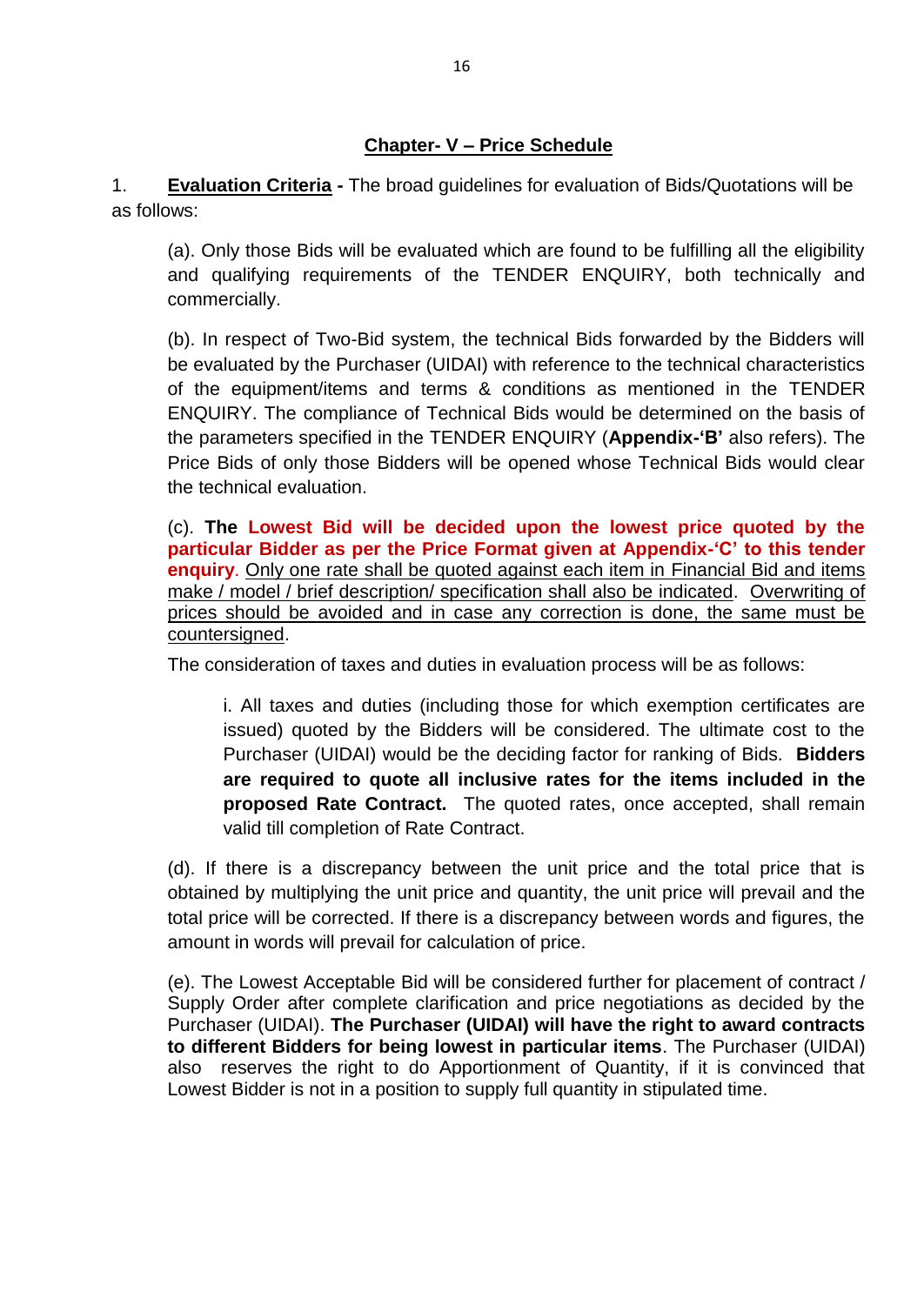## Chapter- V – Price Schedule

1. **Evaluation Criteria -** The broad guidelines for evaluation of Bids/Quotations will be as follows:

(a). Only those Bids will be evaluated which are found to be fulfilling all the eligibility and qualifying requirements of the TENDER ENQUIRY, both technically and commercially.

(b). In respect of Two-Bid system, the technical Bids forwarded by the Bidders will be evaluated by the Purchaser (UIDAI) with reference to the technical characteristics of the equipment/items and terms & conditions as mentioned in the TENDER ENQUIRY. The compliance of Technical Bids would be determined on the basis of the parameters specified in the TENDER ENQUIRY (**Appendix-'B'** also refers). The Price Bids of only those Bidders will be opened whose Technical Bids would clear the technical evaluation.

(c). **The Lowest Bid will be decided upon the lowest price quoted by the particular Bidder as per the Price Format given at Appendix-'C' to this tender enquiry**. Only one rate shall be quoted against each item in Financial Bid and items make / model / brief description/ specification shall also be indicated. Overwriting of prices should be avoided and in case any correction is done, the same must be countersigned.

The consideration of taxes and duties in evaluation process will be as follows:

i. All taxes and duties (including those for which exemption certificates are issued) quoted by the Bidders will be considered. The ultimate cost to the Purchaser (UIDAI) would be the deciding factor for ranking of Bids. **Bidders are required to quote all inclusive rates for the items included in the proposed Rate Contract.** The quoted rates, once accepted, shall remain valid till completion of Rate Contract.

(d). If there is a discrepancy between the unit price and the total price that is obtained by multiplying the unit price and quantity, the unit price will prevail and the total price will be corrected. If there is a discrepancy between words and figures, the amount in words will prevail for calculation of price.

(e). The Lowest Acceptable Bid will be considered further for placement of contract / Supply Order after complete clarification and price negotiations as decided by the Purchaser (UIDAI). **The Purchaser (UIDAI) will have the right to award contracts to different Bidders for being lowest in particular items**. The Purchaser (UIDAI) also reserves the right to do Apportionment of Quantity, if it is convinced that Lowest Bidder is not in a position to supply full quantity in stipulated time.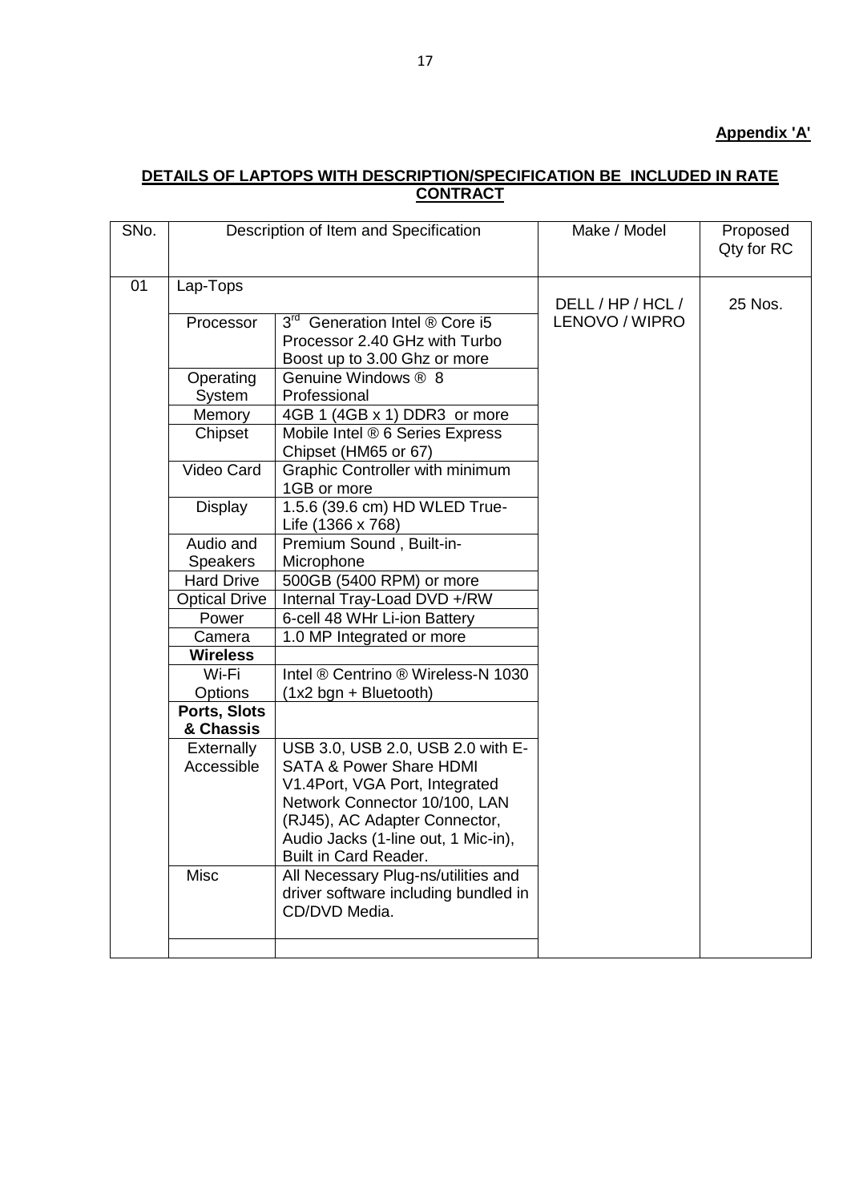**Appendix 'A'**

**DETAILS OF LAPTOPS WITH DESCRIPTION/SPECIFICATION BE INCLUDED IN RATE CONTRACT**

| SNo. | Description of Item and Specification | | Make / Model | Proposed Qty for RC |
|---|---|---|---|---|
| 01 | Lap-Tops | | DELL / HP / HCL / LENOVO / WIPRO | 25 Nos. |
| | Processor | 3rd Generation Intel ® Core i5 Processor 2.40 GHz with Turbo Boost up to 3.00 Ghz or more | | |
| | Operating System | Genuine Windows ® 8 Professional | | |
| | Memory | 4GB 1 (4GB x 1) DDR3 or more | | |
| | Chipset | Mobile Intel ® 6 Series Express Chipset (HM65 or 67) | | |
| | Video Card | Graphic Controller with minimum 1GB or more | | |
| | Display | 1.5.6 (39.6 cm) HD WLED True-Life (1366 x 768) | | |
| | Audio and Speakers | Premium Sound , Built-in-Microphone | | |
| | Hard Drive | 500GB (5400 RPM) or more | | |
| | Optical Drive | Internal Tray-Load DVD +/RW | | |
| | Power | 6-cell 48 WHr Li-ion Battery | | |
| | Camera | 1.0 MP Integrated or more | | |
| | **Wireless** | | | |
| | Wi-Fi Options | Intel ® Centrino ® Wireless-N 1030 (1x2 bgn + Bluetooth) | | |
| | **Ports, Slots & Chassis** | | | |
| | Externally Accessible | USB 3.0, USB 2.0, USB 2.0 with E-SATA & Power Share HDMI V1.4Port, VGA Port, Integrated Network Connector 10/100, LAN (RJ45), AC Adapter Connector, Audio Jacks (1-line out, 1 Mic-in), Built in Card Reader. | | |
| | Misc | All Necessary Plug-ns/utilities and driver software including bundled in CD/DVD Media. | | |
| | | | | |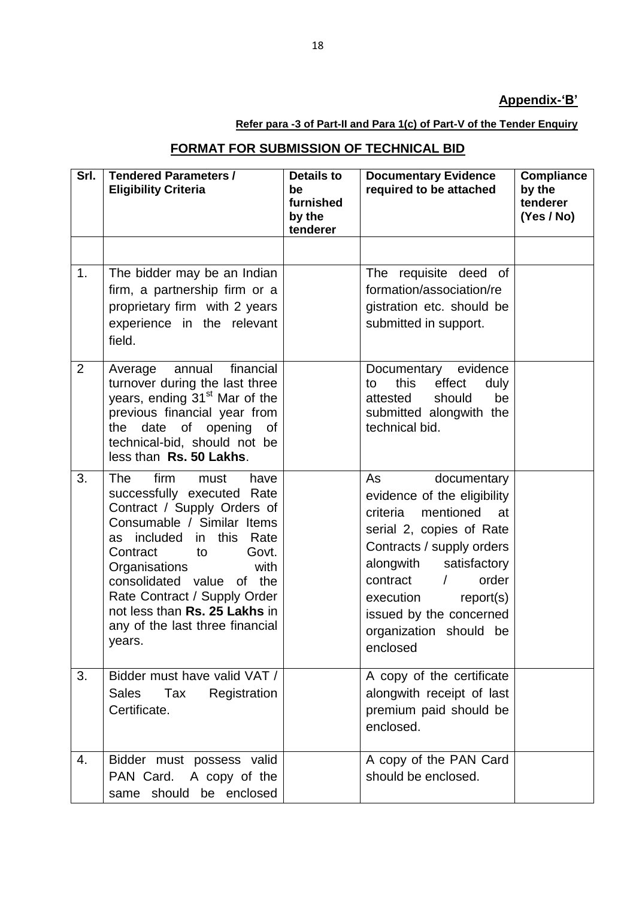**Appendix-'B'**

**Refer para -3 of Part-II and Para 1(c) of Part-V of the Tender Enquiry**

## FORMAT FOR SUBMISSION OF TECHNICAL BID

| Srl. | Tendered Parameters / Eligibility Criteria | Details to be furnished by the tenderer | Documentary Evidence required to be attached | Compliance by the tenderer (Yes / No) |
|---|---|---|---|---|
| | | | | |
| 1. | The bidder may be an Indian firm, a partnership firm or a proprietary firm with 2 years experience in the relevant field. | | The requisite deed of formation/association/registration etc. should be submitted in support. | |
| 2 | Average annual financial turnover during the last three years, ending 31st Mar of the previous financial year from the date of opening of technical-bid, should not be less than **Rs. 50 Lakhs**. | | Documentary evidence to this effect duly attested should be submitted alongwith the technical bid. | |
| 3. | The firm must have successfully executed Rate Contract / Supply Orders of Consumable / Similar Items as included in this Rate Contract to Govt. Organisations with consolidated value of the Rate Contract / Supply Order not less than **Rs. 25 Lakhs** in any of the last three financial years. | | As documentary evidence of the eligibility criteria mentioned at serial 2, copies of Rate Contracts / supply orders alongwith satisfactory contract / order execution report(s) issued by the concerned organization should be enclosed | |
| 3. | Bidder must have valid VAT / Sales Tax Registration Certificate. | | A copy of the certificate alongwith receipt of last premium paid should be enclosed. | |
| 4. | Bidder must possess valid PAN Card. A copy of the same should be enclosed | | A copy of the PAN Card should be enclosed. | |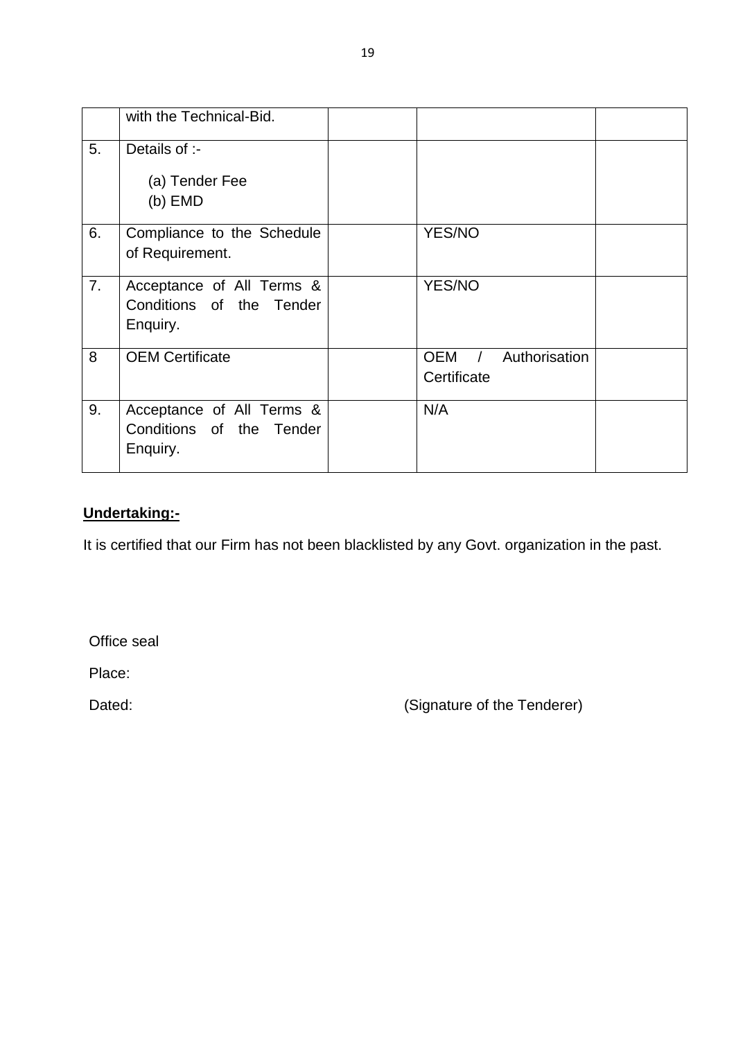|  |  |  |  |  |
|---|---|---|---|---|
|  | with the Technical-Bid. |  |  |  |
| 5. | Details of :-<br>(a) Tender Fee<br>(b) EMD |  |  |  |
| 6. | Compliance to the Schedule of Requirement. |  | YES/NO |  |
| 7. | Acceptance of All Terms & Conditions of the Tender Enquiry. |  | YES/NO |  |
| 8 | OEM Certificate |  | OEM / Authorisation Certificate |  |
| 9. | Acceptance of All Terms & Conditions of the Tender Enquiry. |  | N/A |  |

**Undertaking:-**

It is certified that our Firm has not been blacklisted by any Govt. organization in the past.

Office seal

Place:

Dated: (Signature of the Tenderer)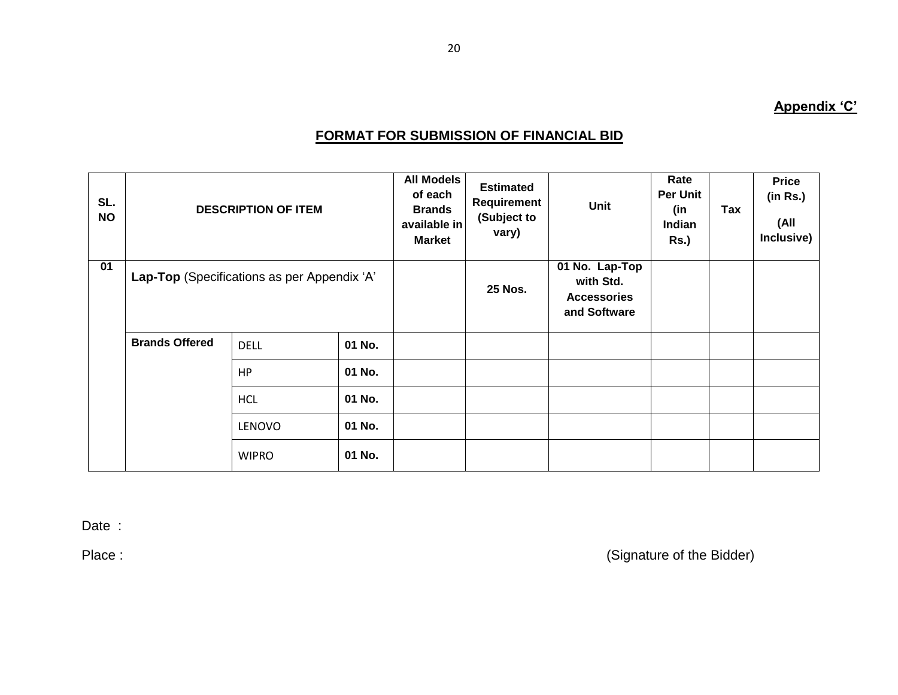**Appendix 'C'**

## FORMAT FOR SUBMISSION OF FINANCIAL BID

| SL. NO | DESCRIPTION OF ITEM | | | All Models of each Brands available in Market | Estimated Requirement (Subject to vary) | Unit | Rate Per Unit (in Indian Rs.) | Tax | Price (in Rs.) (All Inclusive) |
|---|---|---|---|---|---|---|---|---|---|
| 01 | **Lap-Top** (Specifications as per Appendix 'A' | | | | **25 Nos.** | **01 No. Lap-Top with Std. Accessories and Software** | | | |
| | **Brands Offered** | DELL | **01 No.** | | | | | | |
| | | HP | **01 No.** | | | | | | |
| | | HCL | **01 No.** | | | | | | |
| | | LENOVO | **01 No.** | | | | | | |
| | | WIPRO | **01 No.** | | | | | | |

Date :

Place : (Signature of the Bidder)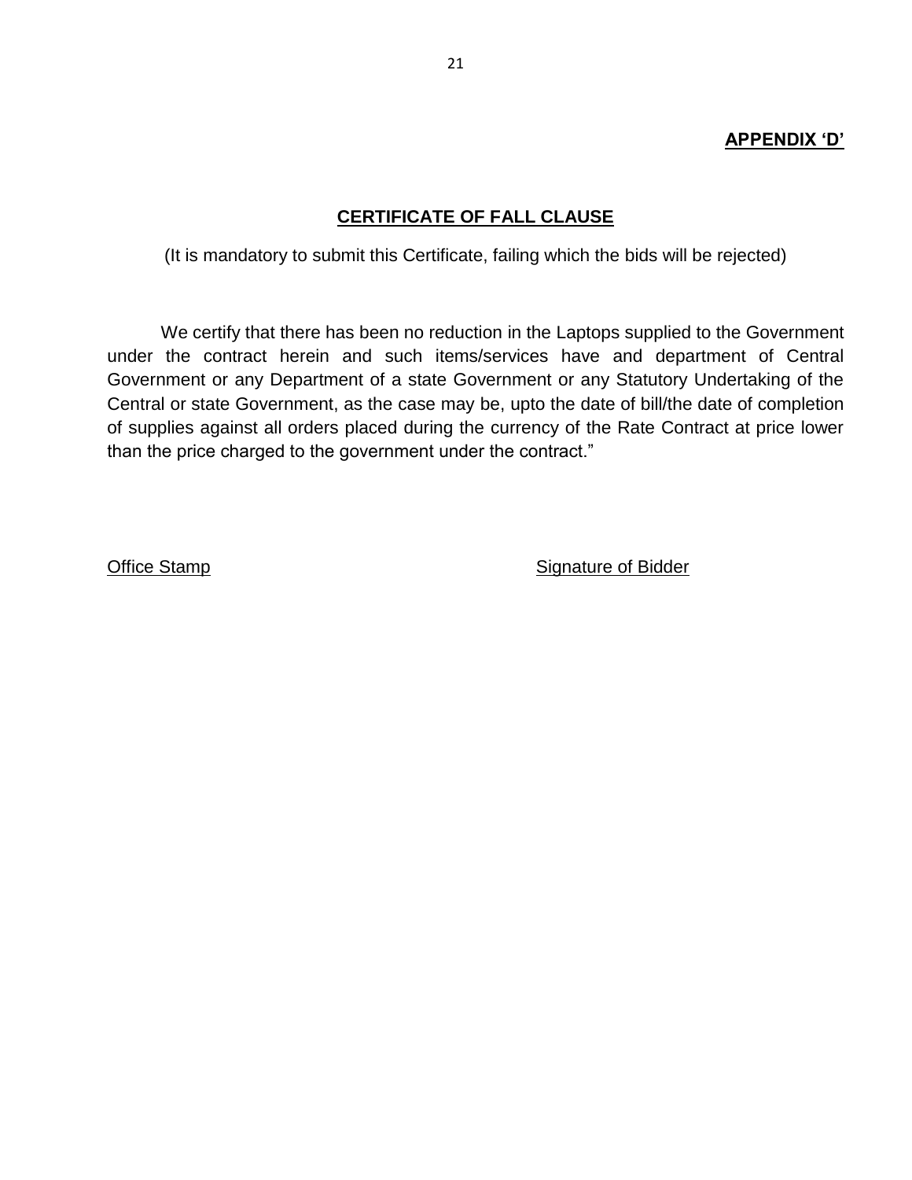**APPENDIX 'D'**

## CERTIFICATE OF FALL CLAUSE

(It is mandatory to submit this Certificate, failing which the bids will be rejected)

We certify that there has been no reduction in the Laptops supplied to the Government under the contract herein and such items/services have and department of Central Government or any Department of a state Government or any Statutory Undertaking of the Central or state Government, as the case may be, upto the date of bill/the date of completion of supplies against all orders placed during the currency of the Rate Contract at price lower than the price charged to the government under the contract."

Office Stamp

Signature of Bidder